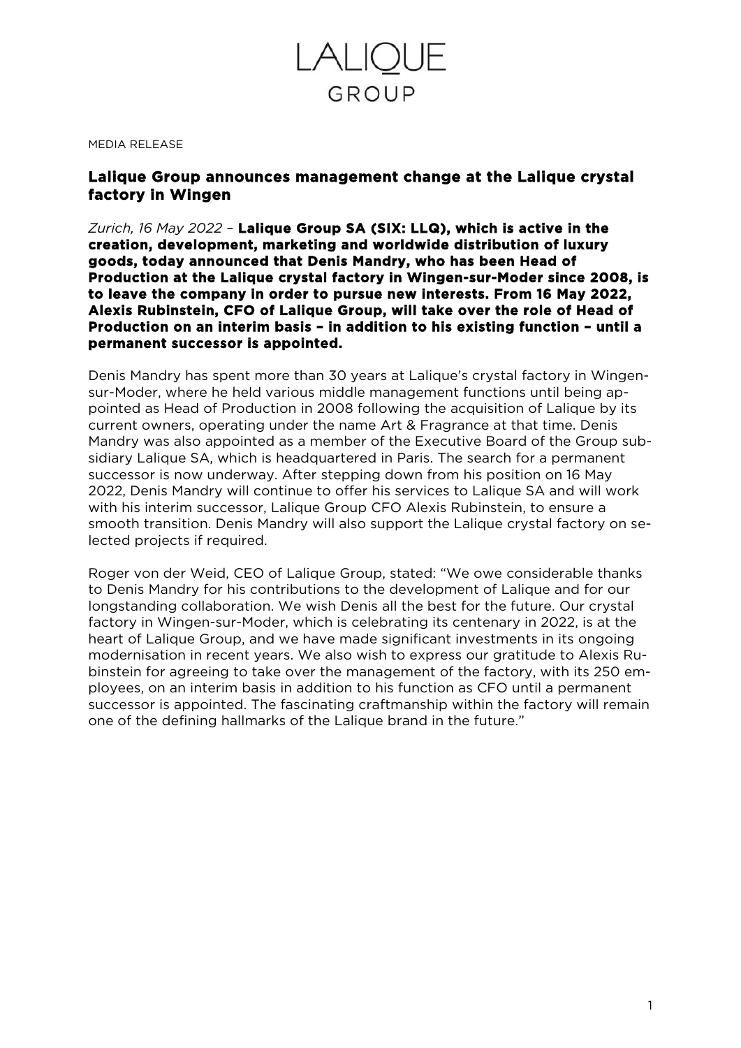LALIQUE
GROUP

MEDIA RELEASE

## Lalique Group announces management change at the Lalique crystal factory in Wingen

*Zurich, 16 May 2022* – **Lalique Group SA (SIX: LLQ), which is active in the creation, development, marketing and worldwide distribution of luxury goods, today announced that Denis Mandry, who has been Head of Production at the Lalique crystal factory in Wingen-sur-Moder since 2008, is to leave the company in order to pursue new interests. From 16 May 2022, Alexis Rubinstein, CFO of Lalique Group, will take over the role of Head of Production on an interim basis – in addition to his existing function – until a permanent successor is appointed.**

Denis Mandry has spent more than 30 years at Lalique's crystal factory in Wingen-sur-Moder, where he held various middle management functions until being appointed as Head of Production in 2008 following the acquisition of Lalique by its current owners, operating under the name Art & Fragrance at that time. Denis Mandry was also appointed as a member of the Executive Board of the Group subsidiary Lalique SA, which is headquartered in Paris. The search for a permanent successor is now underway. After stepping down from his position on 16 May 2022, Denis Mandry will continue to offer his services to Lalique SA and will work with his interim successor, Lalique Group CFO Alexis Rubinstein, to ensure a smooth transition. Denis Mandry will also support the Lalique crystal factory on selected projects if required.

Roger von der Weid, CEO of Lalique Group, stated: "We owe considerable thanks to Denis Mandry for his contributions to the development of Lalique and for our longstanding collaboration. We wish Denis all the best for the future. Our crystal factory in Wingen-sur-Moder, which is celebrating its centenary in 2022, is at the heart of Lalique Group, and we have made significant investments in its ongoing modernisation in recent years. We also wish to express our gratitude to Alexis Rubinstein for agreeing to take over the management of the factory, with its 250 employees, on an interim basis in addition to his function as CFO until a permanent successor is appointed. The fascinating craftmanship within the factory will remain one of the defining hallmarks of the Lalique brand in the future."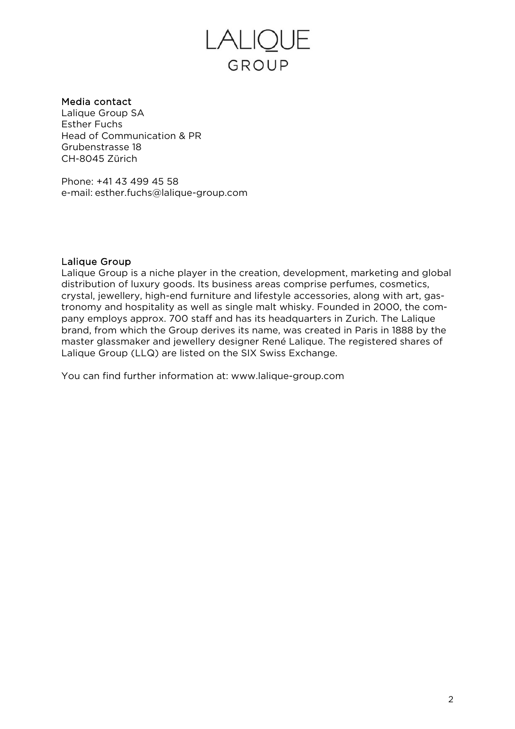LALIQUE
GROUP

**Media contact**
Lalique Group SA
Esther Fuchs
Head of Communication & PR
Grubenstrasse 18
CH-8045 Zürich

Phone: +41 43 499 45 58
e-mail: esther.fuchs@lalique-group.com

**Lalique Group**
Lalique Group is a niche player in the creation, development, marketing and global distribution of luxury goods. Its business areas comprise perfumes, cosmetics, crystal, jewellery, high-end furniture and lifestyle accessories, along with art, gastronomy and hospitality as well as single malt whisky. Founded in 2000, the company employs approx. 700 staff and has its headquarters in Zurich. The Lalique brand, from which the Group derives its name, was created in Paris in 1888 by the master glassmaker and jewellery designer René Lalique. The registered shares of Lalique Group (LLQ) are listed on the SIX Swiss Exchange.

You can find further information at: www.lalique-group.com